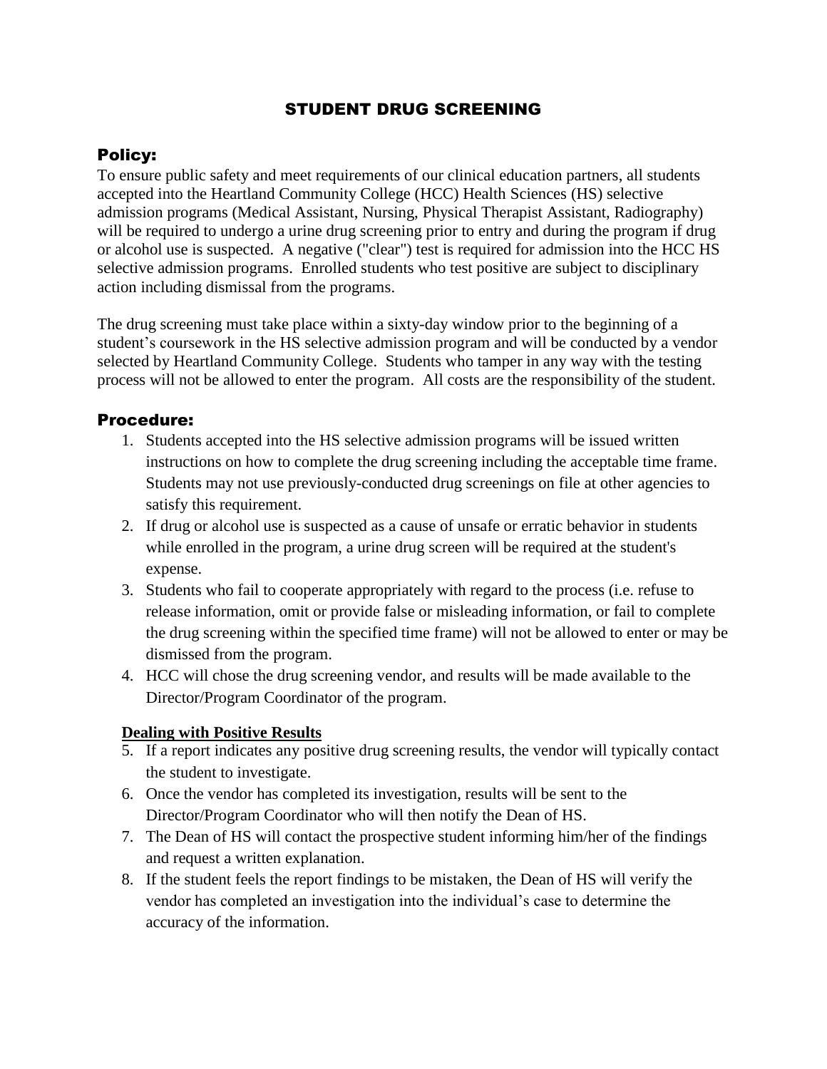# STUDENT DRUG SCREENING

## Policy:

To ensure public safety and meet requirements of our clinical education partners, all students accepted into the Heartland Community College (HCC) Health Sciences (HS) selective admission programs (Medical Assistant, Nursing, Physical Therapist Assistant, Radiography) will be required to undergo a urine drug screening prior to entry and during the program if drug or alcohol use is suspected. A negative ("clear") test is required for admission into the HCC HS selective admission programs. Enrolled students who test positive are subject to disciplinary action including dismissal from the programs.

The drug screening must take place within a sixty-day window prior to the beginning of a student's coursework in the HS selective admission program and will be conducted by a vendor selected by Heartland Community College. Students who tamper in any way with the testing process will not be allowed to enter the program. All costs are the responsibility of the student.

## Procedure:

1. Students accepted into the HS selective admission programs will be issued written instructions on how to complete the drug screening including the acceptable time frame. Students may not use previously-conducted drug screenings on file at other agencies to satisfy this requirement.
2. If drug or alcohol use is suspected as a cause of unsafe or erratic behavior in students while enrolled in the program, a urine drug screen will be required at the student's expense.
3. Students who fail to cooperate appropriately with regard to the process (i.e. refuse to release information, omit or provide false or misleading information, or fail to complete the drug screening within the specified time frame) will not be allowed to enter or may be dismissed from the program.
4. HCC will chose the drug screening vendor, and results will be made available to the Director/Program Coordinator of the program.

**Dealing with Positive Results**

5. If a report indicates any positive drug screening results, the vendor will typically contact the student to investigate.
6. Once the vendor has completed its investigation, results will be sent to the Director/Program Coordinator who will then notify the Dean of HS.
7. The Dean of HS will contact the prospective student informing him/her of the findings and request a written explanation.
8. If the student feels the report findings to be mistaken, the Dean of HS will verify the vendor has completed an investigation into the individual's case to determine the accuracy of the information.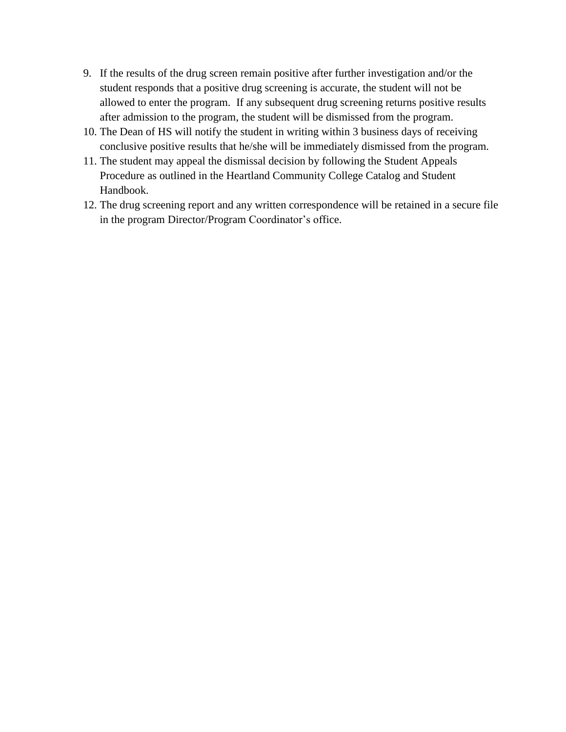9. If the results of the drug screen remain positive after further investigation and/or the student responds that a positive drug screening is accurate, the student will not be allowed to enter the program.  If any subsequent drug screening returns positive results after admission to the program, the student will be dismissed from the program.
10. The Dean of HS will notify the student in writing within 3 business days of receiving conclusive positive results that he/she will be immediately dismissed from the program.
11. The student may appeal the dismissal decision by following the Student Appeals Procedure as outlined in the Heartland Community College Catalog and Student Handbook.
12. The drug screening report and any written correspondence will be retained in a secure file in the program Director/Program Coordinator's office.